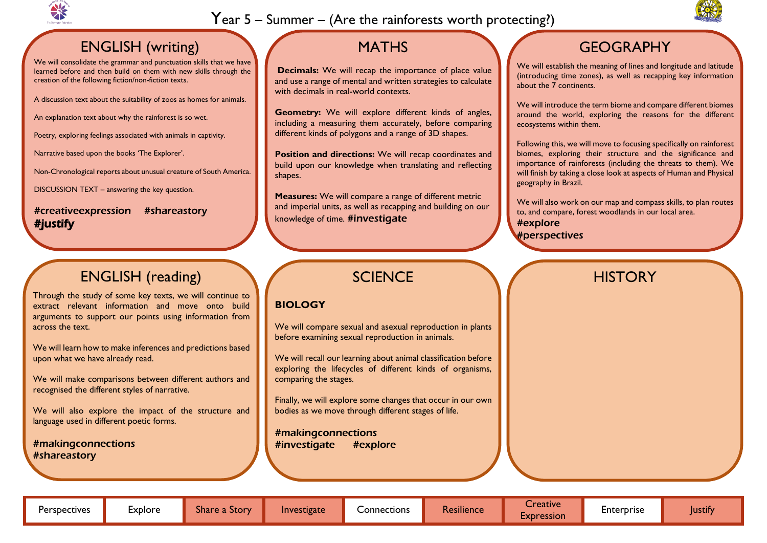# Year 5 – Summer – (Are the rainforests worth protecting?)

## ENGLISH (writing)

We will consolidate the grammar and punctuation skills that we have learned before and then build on them with new skills through the creation of the following fiction/non-fiction texts.

A discussion text about the suitability of zoos as homes for animals.

An explanation text about why the rainforest is so wet.

Poetry, exploring feelings associated with animals in captivity.

Narrative based upon the books 'The Explorer'.

Non-Chronological reports about unusual creature of South America.

DISCUSSION TEXT – answering the key question.

**#creativeexpression #shareastory #justify**

## MATHS

**Decimals:** We will recap the importance of place value and use a range of mental and written strategies to calculate with decimals in real-world contexts.

**Geometry:** We will explore different kinds of angles, including a measuring them accurately, before comparing different kinds of polygons and a range of 3D shapes.

**Position and directions:** We will recap coordinates and build upon our knowledge when translating and reflecting shapes.

**Measures:** We will compare a range of different metric and imperial units, as well as recapping and building on our knowledge of time. **#investigate**

## GEOGRAPHY

We will establish the meaning of lines and longitude and latitude (introducing time zones), as well as recapping key information about the 7 continents.

We will introduce the term biome and compare different biomes around the world, exploring the reasons for the different ecosystems within them.

Following this, we will move to focusing specifically on rainforest biomes, exploring their structure and the significance and importance of rainforests (including the threats to them). We will finish by taking a close look at aspects of Human and Physical geography in Brazil.

We will also work on our map and compass skills, to plan routes to, and compare, forest woodlands in our local area.

**#explore**
**#perspectives**

## ENGLISH (reading)

Through the study of some key texts, we will continue to extract relevant information and move onto build arguments to support our points using information from across the text.

We will learn how to make inferences and predictions based upon what we have already read.

We will make comparisons between different authors and recognised the different styles of narrative.

We will also explore the impact of the structure and language used in different poetic forms.

**#makingconnections**
**#shareastory**

## SCIENCE

**BIOLOGY**

We will compare sexual and asexual reproduction in plants before examining sexual reproduction in animals.

We will recall our learning about animal classification before exploring the lifecycles of different kinds of organisms, comparing the stages.

Finally, we will explore some changes that occur in our own bodies as we move through different stages of life.

**#makingconnections**
**#investigate #explore**

## HISTORY

| | | | | | | | | |
|---|---|---|---|---|---|---|---|---|
| Perspectives | Explore | Share a Story | Investigate | Connections | Resilience | Creative Expression | Enterprise | Justify |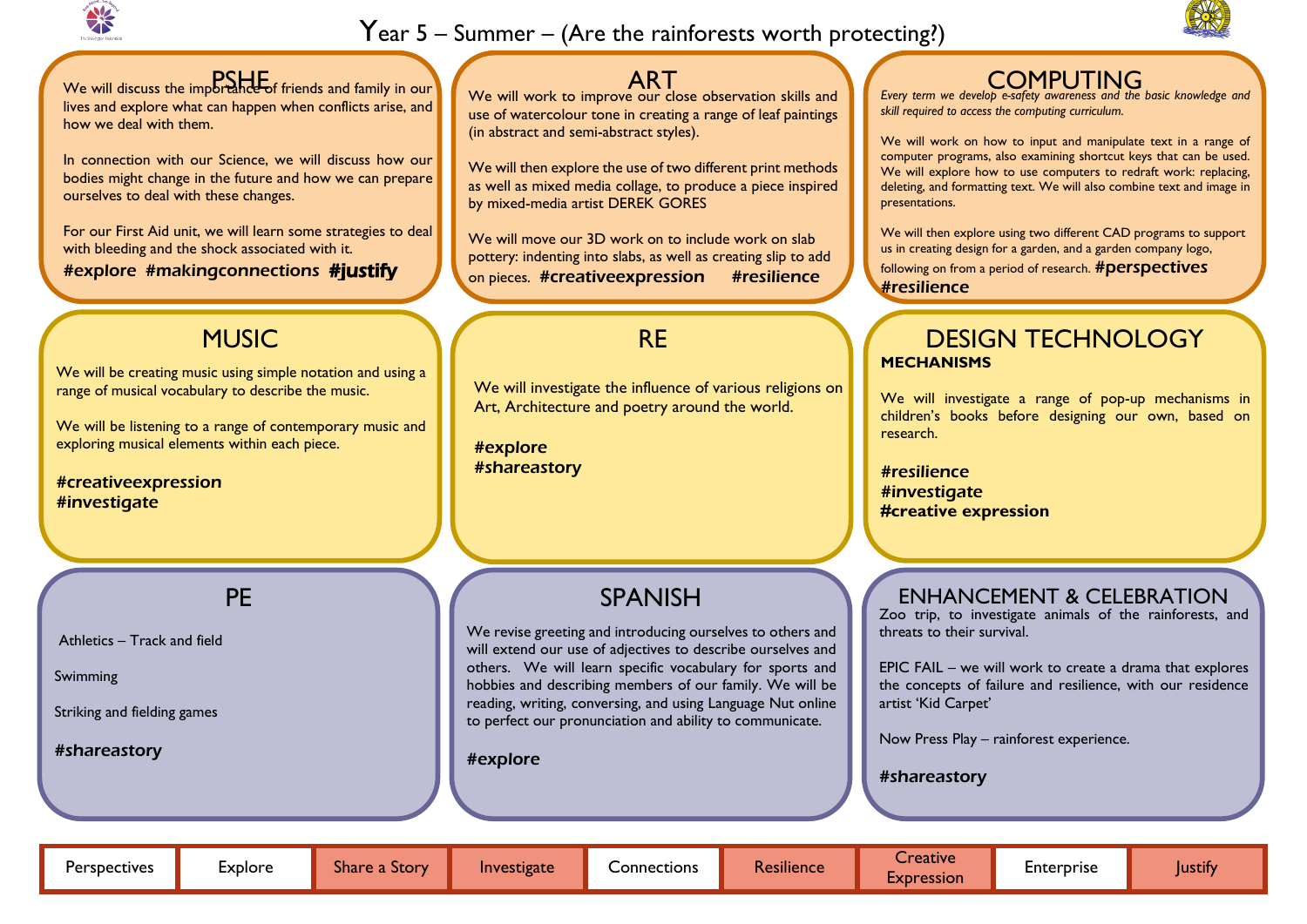# Year 5 – Summer – (Are the rainforests worth protecting?)

## PSHE

We will discuss the importance of friends and family in our lives and explore what can happen when conflicts arise, and how we deal with them.

In connection with our Science, we will discuss how our bodies might change in the future and how we can prepare ourselves to deal with these changes.

For our First Aid unit, we will learn some strategies to deal with bleeding and the shock associated with it.

**#explore #makingconnections #justify**

## ART

We will work to improve our close observation skills and use of watercolour tone in creating a range of leaf paintings (in abstract and semi-abstract styles).

We will then explore the use of two different print methods as well as mixed media collage, to produce a piece inspired by mixed-media artist DEREK GORES

We will move our 3D work on to include work on slab pottery: indenting into slabs, as well as creating slip to add on pieces. **#creativeexpression #resilience**

## COMPUTING

*Every term we develop e-safety awareness and the basic knowledge and skill required to access the computing curriculum.*

We will work on how to input and manipulate text in a range of computer programs, also examining shortcut keys that can be used. We will explore how to use computers to redraft work: replacing, deleting, and formatting text. We will also combine text and image in presentations.

We will then explore using two different CAD programs to support us in creating design for a garden, and a garden company logo, following on from a period of research. **#perspectives #resilience**

## MUSIC

We will be creating music using simple notation and using a range of musical vocabulary to describe the music.

We will be listening to a range of contemporary music and exploring musical elements within each piece.

**#creativeexpression**
**#investigate**

## RE

We will investigate the influence of various religions on Art, Architecture and poetry around the world.

**#explore**
**#shareastory**

## DESIGN TECHNOLOGY

**MECHANISMS**

We will investigate a range of pop-up mechanisms in children's books before designing our own, based on research.

**#resilience**
**#investigate**
**#creative expression**

## PE

Athletics – Track and field

Swimming

Striking and fielding games

**#shareastory**

## SPANISH

We revise greeting and introducing ourselves to others and will extend our use of adjectives to describe ourselves and others. We will learn specific vocabulary for sports and hobbies and describing members of our family. We will be reading, writing, conversing, and using Language Nut online to perfect our pronunciation and ability to communicate.

**#explore**

## ENHANCEMENT & CELEBRATION

Zoo trip, to investigate animals of the rainforests, and threats to their survival.

EPIC FAIL – we will work to create a drama that explores the concepts of failure and resilience, with our residence artist 'Kid Carpet'

Now Press Play – rainforest experience.

**#shareastory**

| | | | | | | | | |
|---|---|---|---|---|---|---|---|---|
| Perspectives | Explore | Share a Story | Investigate | Connections | Resilience | Creative Expression | Enterprise | Justify |